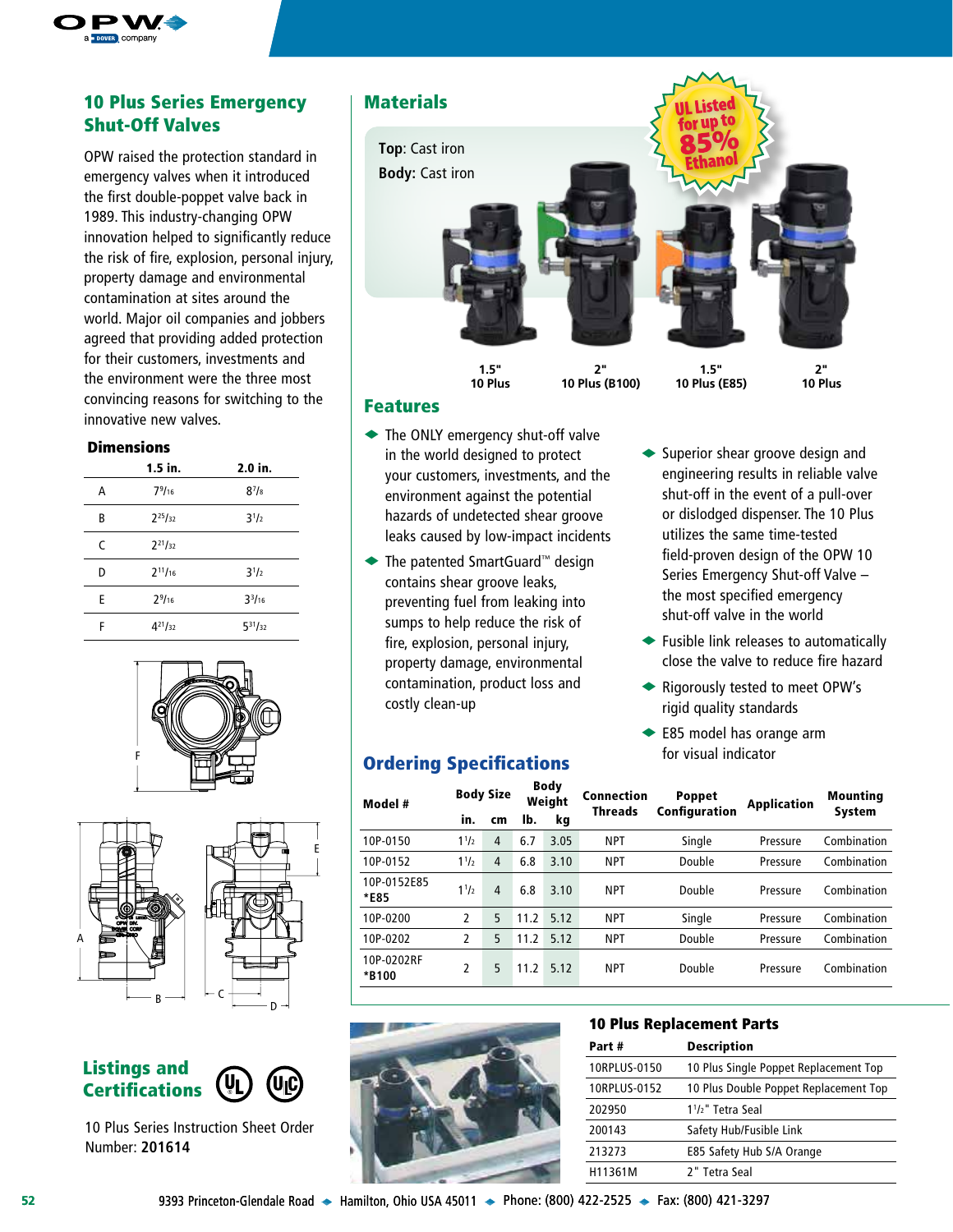## 10 Plus Series Emergency Shut-Off Valves

OPW raised the protection standard in emergency valves when it introduced the first double-poppet valve back in 1989. This industry-changing OPW innovation helped to significantly reduce the risk of fire, explosion, personal injury, property damage and environmental contamination at sites around the world. Major oil companies and jobbers agreed that providing added protection for their customers, investments and the environment were the three most convincing reasons for switching to the innovative new valves.

### Dimensions

| | 1.5 in. | 2.0 in. |
|---|---|---|
| A | 7 9/16 | 8 7/8 |
| B | 2 25/32 | 3 1/2 |
| C | 2 21/32 | |
| D | 2 11/16 | 3 1/2 |
| E | 2 9/16 | 3 3/16 |
| F | 4 21/32 | 5 31/32 |

## Listings and Certifications

10 Plus Series Instruction Sheet Order Number: **201614**

## Materials

**Top**: Cast iron

**Body:** Cast iron

UL Listed for up to 85% Ethanol

1.5" 10 Plus — 2" 10 Plus (B100) — 1.5" 10 Plus (E85) — 2" 10 Plus

## Features

- The ONLY emergency shut-off valve in the world designed to protect your customers, investments, and the environment against the potential hazards of undetected shear groove leaks caused by low-impact incidents
- The patented SmartGuard™ design contains shear groove leaks, preventing fuel from leaking into sumps to help reduce the risk of fire, explosion, personal injury, property damage, environmental contamination, product loss and costly clean-up
- Superior shear groove design and engineering results in reliable valve shut-off in the event of a pull-over or dislodged dispenser. The 10 Plus utilizes the same time-tested field-proven design of the OPW 10 Series Emergency Shut-off Valve – the most specified emergency shut-off valve in the world
- Fusible link releases to automatically close the valve to reduce fire hazard
- Rigorously tested to meet OPW's rigid quality standards
- E85 model has orange arm for visual indicator

## Ordering Specifications

| Model # | Body Size | | Body Weight | | Connection Threads | Poppet Configuration | Application | Mounting System |
|---|---|---|---|---|---|---|---|---|
| | in. | cm | lb. | kg | | | | |
| 10P-0150 | 1 1/2 | 4 | 6.7 | 3.05 | NPT | Single | Pressure | Combination |
| 10P-0152 | 1 1/2 | 4 | 6.8 | 3.10 | NPT | Double | Pressure | Combination |
| 10P-0152E85 *E85 | 1 1/2 | 4 | 6.8 | 3.10 | NPT | Double | Pressure | Combination |
| 10P-0200 | 2 | 5 | 11.2 | 5.12 | NPT | Single | Pressure | Combination |
| 10P-0202 | 2 | 5 | 11.2 | 5.12 | NPT | Double | Pressure | Combination |
| 10P-0202RF *B100 | 2 | 5 | 11.2 | 5.12 | NPT | Double | Pressure | Combination |

### 10 Plus Replacement Parts

| Part # | Description |
|---|---|
| 10RPLUS-0150 | 10 Plus Single Poppet Replacement Top |
| 10RPLUS-0152 | 10 Plus Double Poppet Replacement Top |
| 202950 | 1 1/2" Tetra Seal |
| 200143 | Safety Hub/Fusible Link |
| 213273 | E85 Safety Hub S/A Orange |
| H11361M | 2" Tetra Seal |

9393 Princeton-Glendale Road ◆ Hamilton, Ohio USA 45011 ◆ Phone: (800) 422-2525 ◆ Fax: (800) 421-3297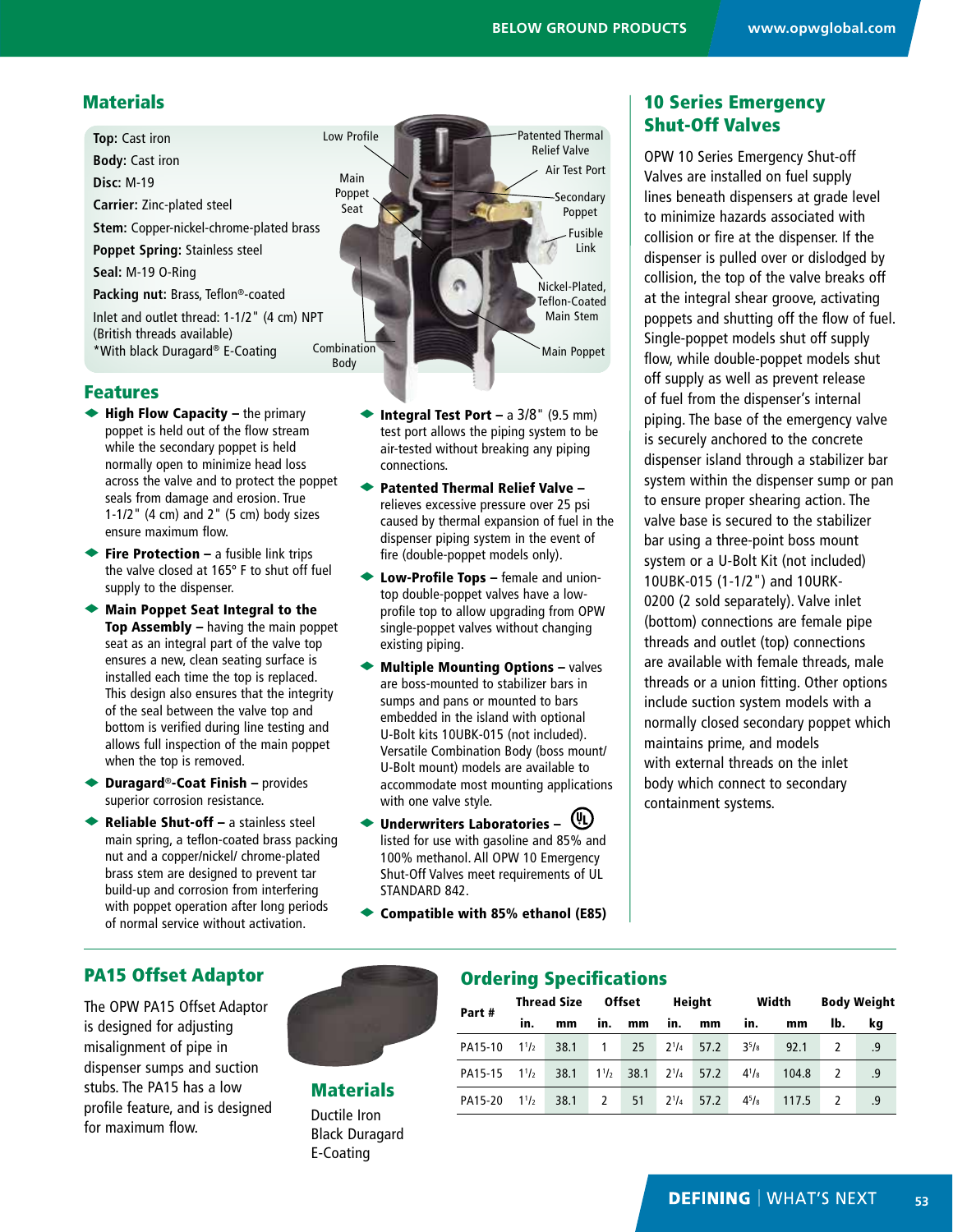## Materials

**Top:** Cast iron
**Body:** Cast iron
**Disc:** M-19
**Carrier:** Zinc-plated steel
**Stem:** Copper-nickel-chrome-plated brass
**Poppet Spring:** Stainless steel
**Seal:** M-19 O-Ring
**Packing nut:** Brass, Teflon®-coated
Inlet and outlet thread: 1-1/2" (4 cm) NPT (British threads available)
*With black Duragard® E-Coating

Low Profile
Main Poppet Seat
Combination Body
Patented Thermal Relief Valve
Air Test Port
Secondary Poppet
Fusible Link
Nickel-Plated, Teflon-Coated Main Stem
Main Poppet

## Features

- **High Flow Capacity –** the primary poppet is held out of the flow stream while the secondary poppet is held normally open to minimize head loss across the valve and to protect the poppet seals from damage and erosion. True 1-1/2" (4 cm) and 2" (5 cm) body sizes ensure maximum flow.
- **Fire Protection –** a fusible link trips the valve closed at 165° F to shut off fuel supply to the dispenser.
- **Main Poppet Seat Integral to the Top Assembly –** having the main poppet seat as an integral part of the valve top ensures a new, clean seating surface is installed each time the top is replaced. This design also ensures that the integrity of the seal between the valve top and bottom is verified during line testing and allows full inspection of the main poppet when the top is removed.
- **Duragard®-Coat Finish –** provides superior corrosion resistance.
- **Reliable Shut-off –** a stainless steel main spring, a teflon-coated brass packing nut and a copper/nickel/ chrome-plated brass stem are designed to prevent tar build-up and corrosion from interfering with poppet operation after long periods of normal service without activation.
- **Integral Test Port –** a 3/8" (9.5 mm) test port allows the piping system to be air-tested without breaking any piping connections.
- **Patented Thermal Relief Valve –** relieves excessive pressure over 25 psi caused by thermal expansion of fuel in the dispenser piping system in the event of fire (double-poppet models only).
- **Low-Profile Tops –** female and union-top double-poppet valves have a low-profile top to allow upgrading from OPW single-poppet valves without changing existing piping.
- **Multiple Mounting Options –** valves are boss-mounted to stabilizer bars in sumps and pans or mounted to bars embedded in the island with optional U-Bolt kits 10UBK-015 (not included). Versatile Combination Body (boss mount/ U-Bolt mount) models are available to accommodate most mounting applications with one valve style.
- **Underwriters Laboratories –** listed for use with gasoline and 85% and 100% methanol. All OPW 10 Emergency Shut-Off Valves meet requirements of UL STANDARD 842.
- **Compatible with 85% ethanol (E85)**

## 10 Series Emergency Shut-Off Valves

OPW 10 Series Emergency Shut-off Valves are installed on fuel supply lines beneath dispensers at grade level to minimize hazards associated with collision or fire at the dispenser. If the dispenser is pulled over or dislodged by collision, the top of the valve breaks off at the integral shear groove, activating poppets and shutting off the flow of fuel. Single-poppet models shut off supply flow, while double-poppet models shut off supply as well as prevent release of fuel from the dispenser's internal piping. The base of the emergency valve is securely anchored to the concrete dispenser island through a stabilizer bar system within the dispenser sump or pan to ensure proper shearing action. The valve base is secured to the stabilizer bar using a three-point boss mount system or a U-Bolt Kit (not included) 10UBK-015 (1-1/2") and 10URK-0200 (2 sold separately). Valve inlet (bottom) connections are female pipe threads and outlet (top) connections are available with female threads, male threads or a union fitting. Other options include suction system models with a normally closed secondary poppet which maintains prime, and models with external threads on the inlet body which connect to secondary containment systems.

## PA15 Offset Adaptor

The OPW PA15 Offset Adaptor is designed for adjusting misalignment of pipe in dispenser sumps and suction stubs. The PA15 has a low profile feature, and is designed for maximum flow.

## Materials

Ductile Iron
Black Duragard E-Coating

## Ordering Specifications

| Part # | Thread Size | | Offset | | Height | | Width | | Body Weight | |
|---|---|---|---|---|---|---|---|---|---|---|
| | in. | mm | in. | mm | in. | mm | in. | mm | lb. | kg |
| PA15-10 | 1½ | 38.1 | 1 | 25 | 2¼ | 57.2 | 3⅝ | 92.1 | 2 | .9 |
| PA15-15 | 1½ | 38.1 | 1½ | 38.1 | 2¼ | 57.2 | 4⅛ | 104.8 | 2 | .9 |
| PA15-20 | 1½ | 38.1 | 2 | 51 | 2¼ | 57.2 | 4⅝ | 117.5 | 2 | .9 |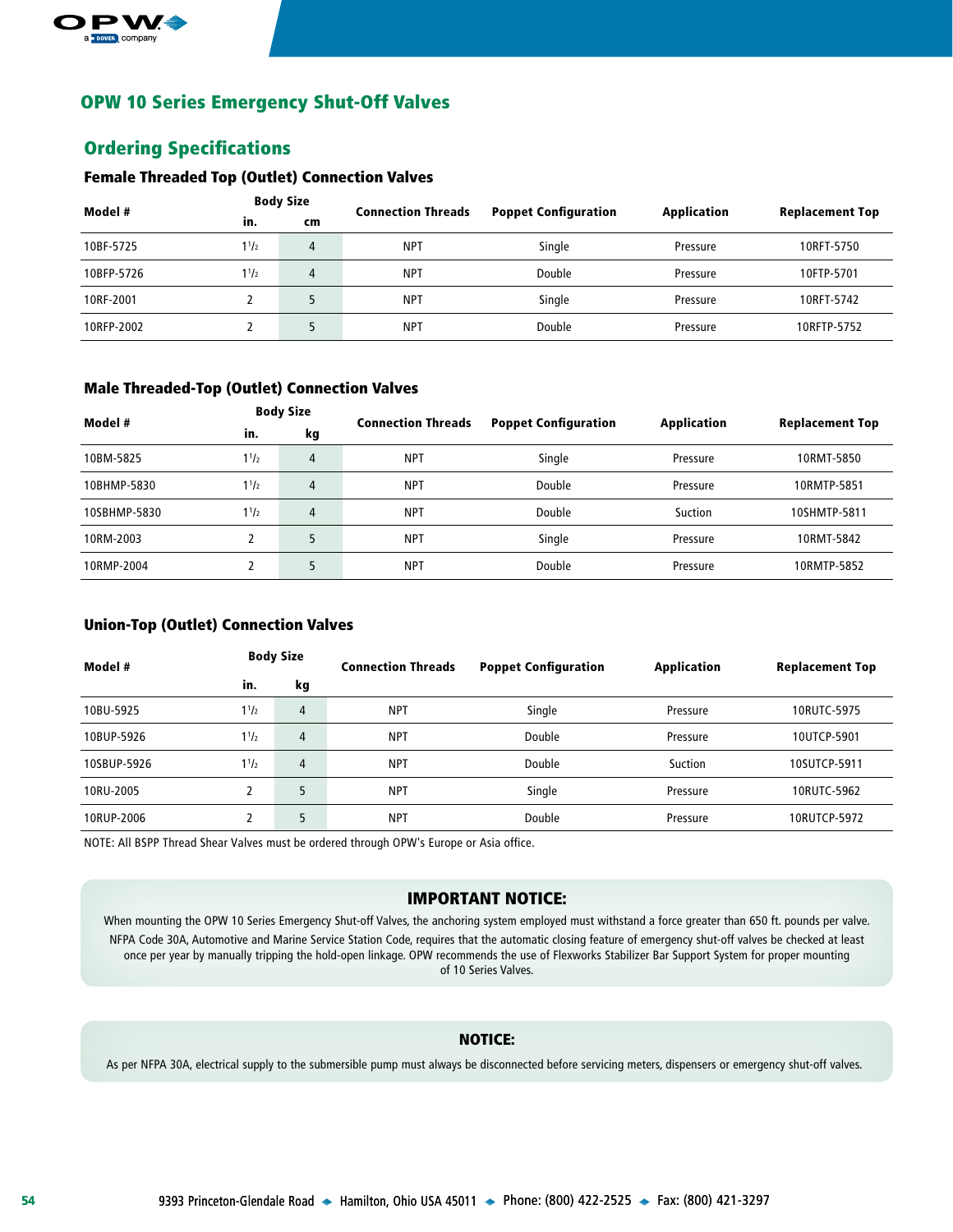# OPW 10 Series Emergency Shut-Off Valves

## Ordering Specifications

### Female Threaded Top (Outlet) Connection Valves

| Model # | Body Size | | Connection Threads | Poppet Configuration | Application | Replacement Top |
|---|---|---|---|---|---|---|
| | in. | cm | | | | |
| 10BF-5725 | 1 1/2 | 4 | NPT | Single | Pressure | 10RFT-5750 |
| 10BFP-5726 | 1 1/2 | 4 | NPT | Double | Pressure | 10FTP-5701 |
| 10RF-2001 | 2 | 5 | NPT | Single | Pressure | 10RFT-5742 |
| 10RFP-2002 | 2 | 5 | NPT | Double | Pressure | 10RFTP-5752 |

### Male Threaded-Top (Outlet) Connection Valves

| Model # | Body Size | | Connection Threads | Poppet Configuration | Application | Replacement Top |
|---|---|---|---|---|---|---|
| | in. | kg | | | | |
| 10BM-5825 | 1 1/2 | 4 | NPT | Single | Pressure | 10RMT-5850 |
| 10BHMP-5830 | 1 1/2 | 4 | NPT | Double | Pressure | 10RMTP-5851 |
| 10SBHMP-5830 | 1 1/2 | 4 | NPT | Double | Suction | 10SHMTP-5811 |
| 10RM-2003 | 2 | 5 | NPT | Single | Pressure | 10RMT-5842 |
| 10RMP-2004 | 2 | 5 | NPT | Double | Pressure | 10RMTP-5852 |

### Union-Top (Outlet) Connection Valves

| Model # | Body Size | | Connection Threads | Poppet Configuration | Application | Replacement Top |
|---|---|---|---|---|---|---|
| | in. | kg | | | | |
| 10BU-5925 | 1 1/2 | 4 | NPT | Single | Pressure | 10RUTC-5975 |
| 10BUP-5926 | 1 1/2 | 4 | NPT | Double | Pressure | 10UTCP-5901 |
| 10SBUP-5926 | 1 1/2 | 4 | NPT | Double | Suction | 10SUTCP-5911 |
| 10RU-2005 | 2 | 5 | NPT | Single | Pressure | 10RUTC-5962 |
| 10RUP-2006 | 2 | 5 | NPT | Double | Pressure | 10RUTCP-5972 |

NOTE: All BSPP Thread Shear Valves must be ordered through OPW's Europe or Asia office.

### IMPORTANT NOTICE:

When mounting the OPW 10 Series Emergency Shut-off Valves, the anchoring system employed must withstand a force greater than 650 ft. pounds per valve. NFPA Code 30A, Automotive and Marine Service Station Code, requires that the automatic closing feature of emergency shut-off valves be checked at least once per year by manually tripping the hold-open linkage. OPW recommends the use of Flexworks Stabilizer Bar Support System for proper mounting of 10 Series Valves.

### NOTICE:

As per NFPA 30A, electrical supply to the submersible pump must always be disconnected before servicing meters, dispensers or emergency shut-off valves.

9393 Princeton-Glendale Road ◆ Hamilton, Ohio USA 45011 ◆ Phone: (800) 422-2525 ◆ Fax: (800) 421-3297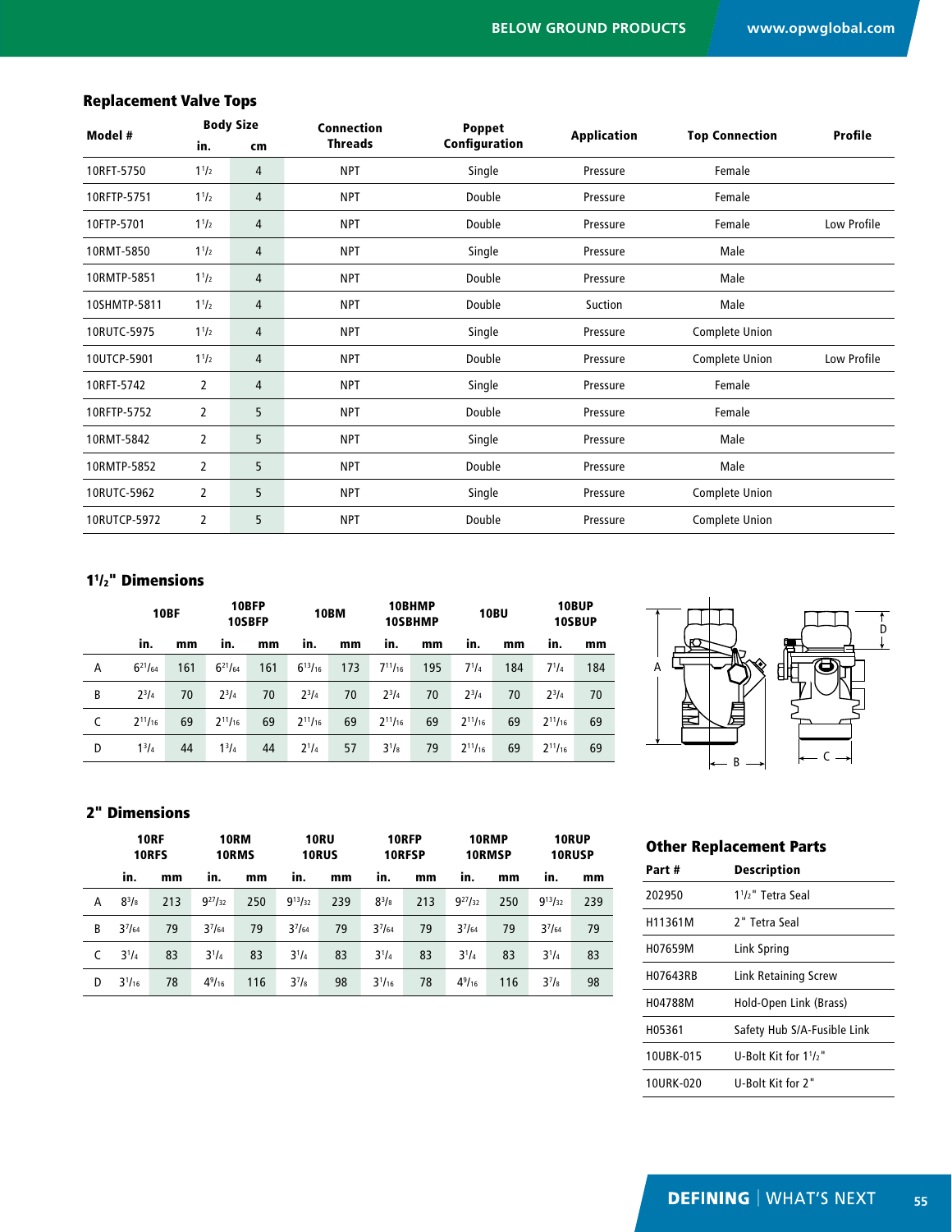## Replacement Valve Tops

| Model # | Body Size | | Connection Threads | Poppet Configuration | Application | Top Connection | Profile |
|---|---|---|---|---|---|---|---|
| | in. | cm | | | | | |
| 10RFT-5750 | 1 1/2 | 4 | NPT | Single | Pressure | Female | |
| 10RFTP-5751 | 1 1/2 | 4 | NPT | Double | Pressure | Female | |
| 10FTP-5701 | 1 1/2 | 4 | NPT | Double | Pressure | Female | Low Profile |
| 10RMT-5850 | 1 1/2 | 4 | NPT | Single | Pressure | Male | |
| 10RMTP-5851 | 1 1/2 | 4 | NPT | Double | Pressure | Male | |
| 10SHMTP-5811 | 1 1/2 | 4 | NPT | Double | Suction | Male | |
| 10RUTC-5975 | 1 1/2 | 4 | NPT | Single | Pressure | Complete Union | |
| 10UTCP-5901 | 1 1/2 | 4 | NPT | Double | Pressure | Complete Union | Low Profile |
| 10RFT-5742 | 2 | 4 | NPT | Single | Pressure | Female | |
| 10RFTP-5752 | 2 | 5 | NPT | Double | Pressure | Female | |
| 10RMT-5842 | 2 | 5 | NPT | Single | Pressure | Male | |
| 10RMTP-5852 | 2 | 5 | NPT | Double | Pressure | Male | |
| 10RUTC-5962 | 2 | 5 | NPT | Single | Pressure | Complete Union | |
| 10RUTCP-5972 | 2 | 5 | NPT | Double | Pressure | Complete Union | |

## 1 1/2" Dimensions

| | 10BF | | 10BFP 10SBFP | | 10BM | | 10BHMP 10SBHMP | | 10BU | | 10BUP 10SBUP | |
|---|---|---|---|---|---|---|---|---|---|---|---|---|
| | in. | mm | in. | mm | in. | mm | in. | mm | in. | mm | in. | mm |
| A | 6 21/64 | 161 | 6 21/64 | 161 | 6 13/16 | 173 | 7 11/16 | 195 | 7 1/4 | 184 | 7 1/4 | 184 |
| B | 2 3/4 | 70 | 2 3/4 | 70 | 2 3/4 | 70 | 2 3/4 | 70 | 2 3/4 | 70 | 2 3/4 | 70 |
| C | 2 11/16 | 69 | 2 11/16 | 69 | 2 11/16 | 69 | 2 11/16 | 69 | 2 11/16 | 69 | 2 11/16 | 69 |
| D | 1 3/4 | 44 | 1 3/4 | 44 | 2 1/4 | 57 | 3 1/8 | 79 | 2 11/16 | 69 | 2 11/16 | 69 |

A
B
C
D

## 2" Dimensions

| | 10RF 10RFS | | 10RM 10RMS | | 10RU 10RUS | | 10RFP 10RFSP | | 10RMP 10RMSP | | 10RUP 10RUSP | |
|---|---|---|---|---|---|---|---|---|---|---|---|---|
| | in. | mm | in. | mm | in. | mm | in. | mm | in. | mm | in. | mm |
| A | 8 3/8 | 213 | 9 27/32 | 250 | 9 13/32 | 239 | 8 3/8 | 213 | 9 27/32 | 250 | 9 13/32 | 239 |
| B | 3 7/64 | 79 | 3 7/64 | 79 | 3 7/64 | 79 | 3 7/64 | 79 | 3 7/64 | 79 | 3 7/64 | 79 |
| C | 3 1/4 | 83 | 3 1/4 | 83 | 3 1/4 | 83 | 3 1/4 | 83 | 3 1/4 | 83 | 3 1/4 | 83 |
| D | 3 1/16 | 78 | 4 9/16 | 116 | 3 7/8 | 98 | 3 1/16 | 78 | 4 9/16 | 116 | 3 7/8 | 98 |

## Other Replacement Parts

| Part # | Description |
|---|---|
| 202950 | 1 1/2" Tetra Seal |
| H11361M | 2" Tetra Seal |
| H07659M | Link Spring |
| H07643RB | Link Retaining Screw |
| H04788M | Hold-Open Link (Brass) |
| H05361 | Safety Hub S/A-Fusible Link |
| 10UBK-015 | U-Bolt Kit for 1 1/2" |
| 10URK-020 | U-Bolt Kit for 2" |